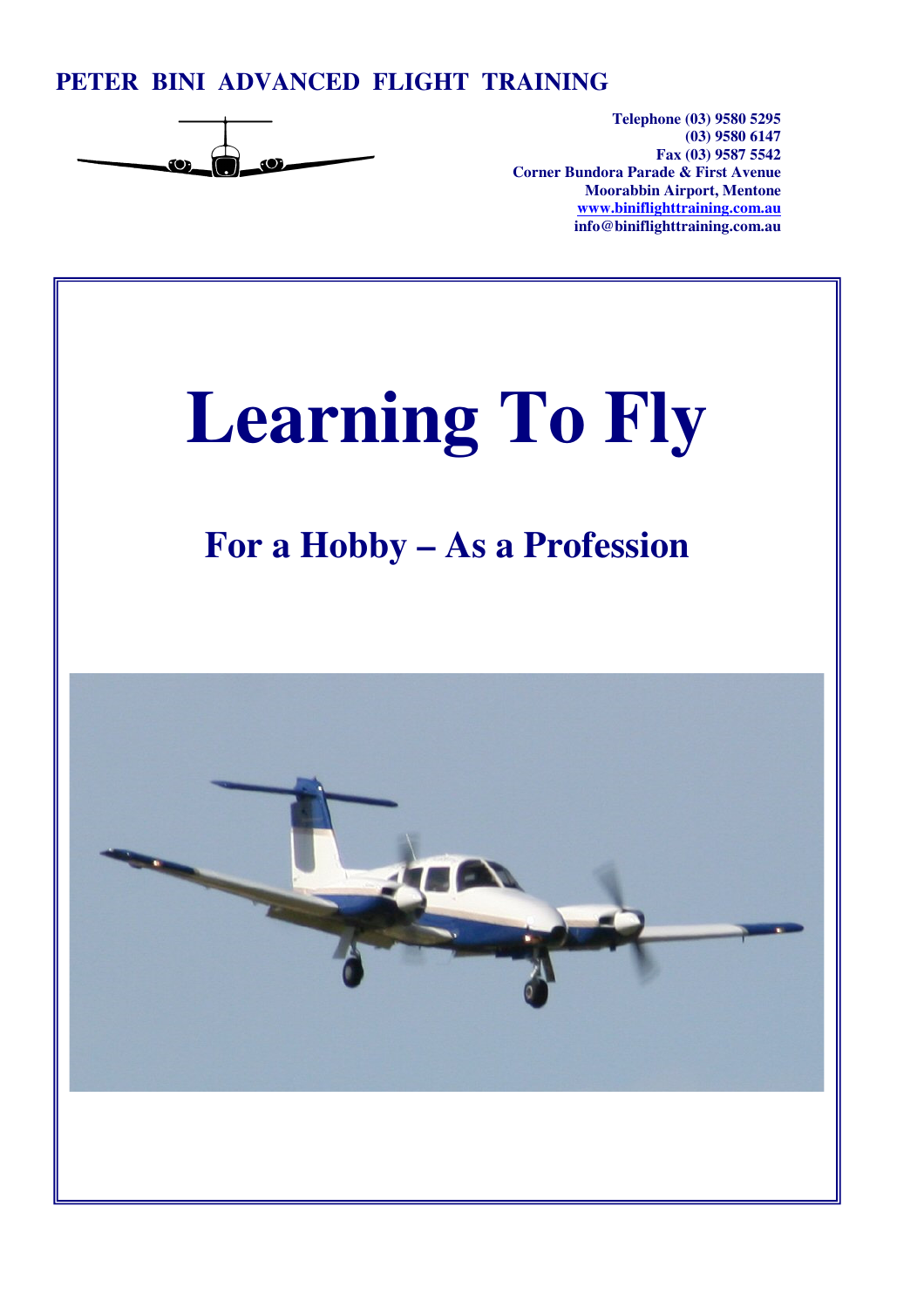**PETER BINI ADVANCED FLIGHT TRAINING**

**Telephone (03) 9580 5295**
**(03) 9580 6147**
**Fax (03) 9587 5542**
**Corner Bundora Parade & First Avenue**
**Moorabbin Airport, Mentone**
**www.biniflighttraining.com.au**
**info@biniflighttraining.com.au**

# Learning To Fly

## For a Hobby – As a Profession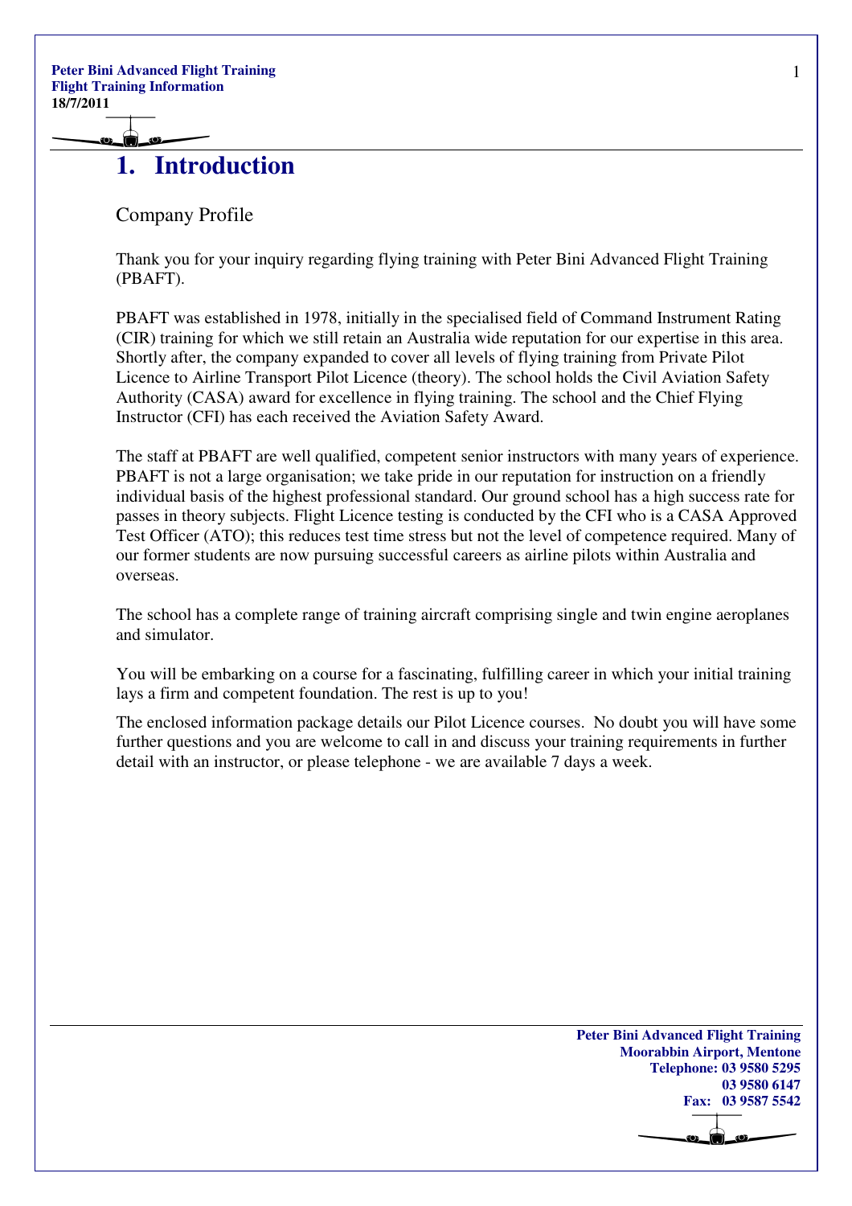# 1. Introduction

## Company Profile

Thank you for your inquiry regarding flying training with Peter Bini Advanced Flight Training (PBAFT).

PBAFT was established in 1978, initially in the specialised field of Command Instrument Rating (CIR) training for which we still retain an Australia wide reputation for our expertise in this area. Shortly after, the company expanded to cover all levels of flying training from Private Pilot Licence to Airline Transport Pilot Licence (theory). The school holds the Civil Aviation Safety Authority (CASA) award for excellence in flying training. The school and the Chief Flying Instructor (CFI) has each received the Aviation Safety Award.

The staff at PBAFT are well qualified, competent senior instructors with many years of experience. PBAFT is not a large organisation; we take pride in our reputation for instruction on a friendly individual basis of the highest professional standard. Our ground school has a high success rate for passes in theory subjects. Flight Licence testing is conducted by the CFI who is a CASA Approved Test Officer (ATO); this reduces test time stress but not the level of competence required. Many of our former students are now pursuing successful careers as airline pilots within Australia and overseas.

The school has a complete range of training aircraft comprising single and twin engine aeroplanes and simulator.

You will be embarking on a course for a fascinating, fulfilling career in which your initial training lays a firm and competent foundation. The rest is up to you!

The enclosed information package details our Pilot Licence courses. No doubt you will have some further questions and you are welcome to call in and discuss your training requirements in further detail with an instructor, or please telephone - we are available 7 days a week.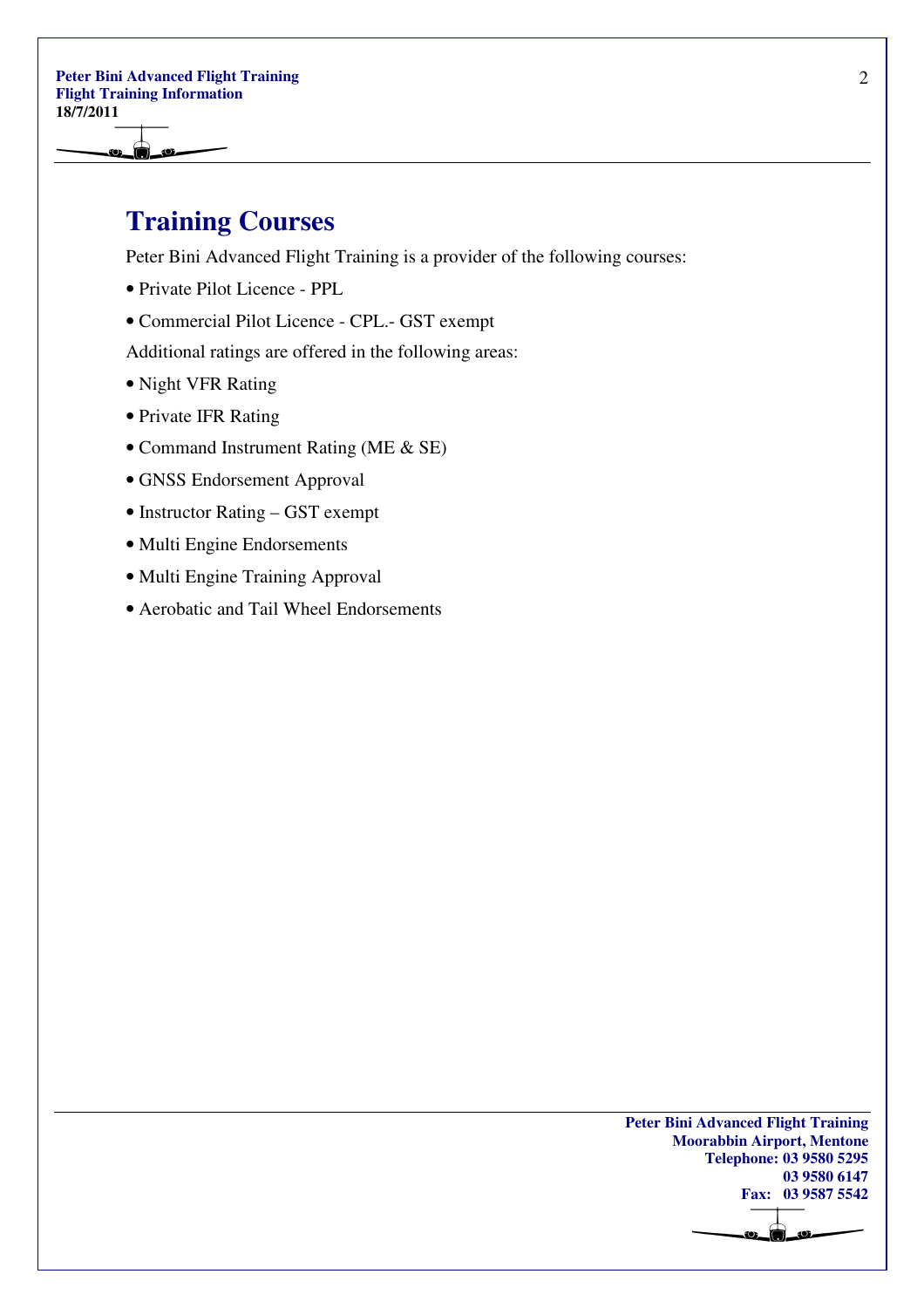# Training Courses

Peter Bini Advanced Flight Training is a provider of the following courses:

- Private Pilot Licence - PPL
- Commercial Pilot Licence - CPL.- GST exempt

Additional ratings are offered in the following areas:

- Night VFR Rating
- Private IFR Rating
- Command Instrument Rating (ME & SE)
- GNSS Endorsement Approval
- Instructor Rating – GST exempt
- Multi Engine Endorsements
- Multi Engine Training Approval
- Aerobatic and Tail Wheel Endorsements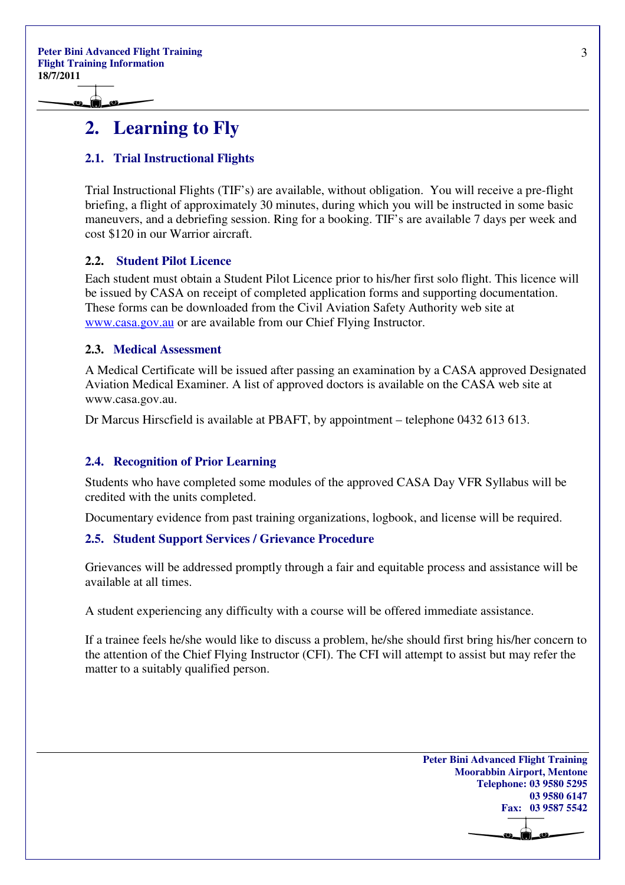# 2. Learning to Fly

## 2.1. Trial Instructional Flights

Trial Instructional Flights (TIF's) are available, without obligation. You will receive a pre-flight briefing, a flight of approximately 30 minutes, during which you will be instructed in some basic maneuvers, and a debriefing session. Ring for a booking. TIF's are available 7 days per week and cost $120 in our Warrior aircraft.

### 2.2. Student Pilot Licence

Each student must obtain a Student Pilot Licence prior to his/her first solo flight. This licence will be issued by CASA on receipt of completed application forms and supporting documentation. These forms can be downloaded from the Civil Aviation Safety Authority web site at www.casa.gov.au or are available from our Chief Flying Instructor.

### 2.3. Medical Assessment

A Medical Certificate will be issued after passing an examination by a CASA approved Designated Aviation Medical Examiner. A list of approved doctors is available on the CASA web site at www.casa.gov.au.

Dr Marcus Hirscfield is available at PBAFT, by appointment – telephone 0432 613 613.

### 2.4. Recognition of Prior Learning

Students who have completed some modules of the approved CASA Day VFR Syllabus will be credited with the units completed.

Documentary evidence from past training organizations, logbook, and license will be required.

### 2.5. Student Support Services / Grievance Procedure

Grievances will be addressed promptly through a fair and equitable process and assistance will be available at all times.

A student experiencing any difficulty with a course will be offered immediate assistance.

If a trainee feels he/she would like to discuss a problem, he/she should first bring his/her concern to the attention of the Chief Flying Instructor (CFI). The CFI will attempt to assist but may refer the matter to a suitably qualified person.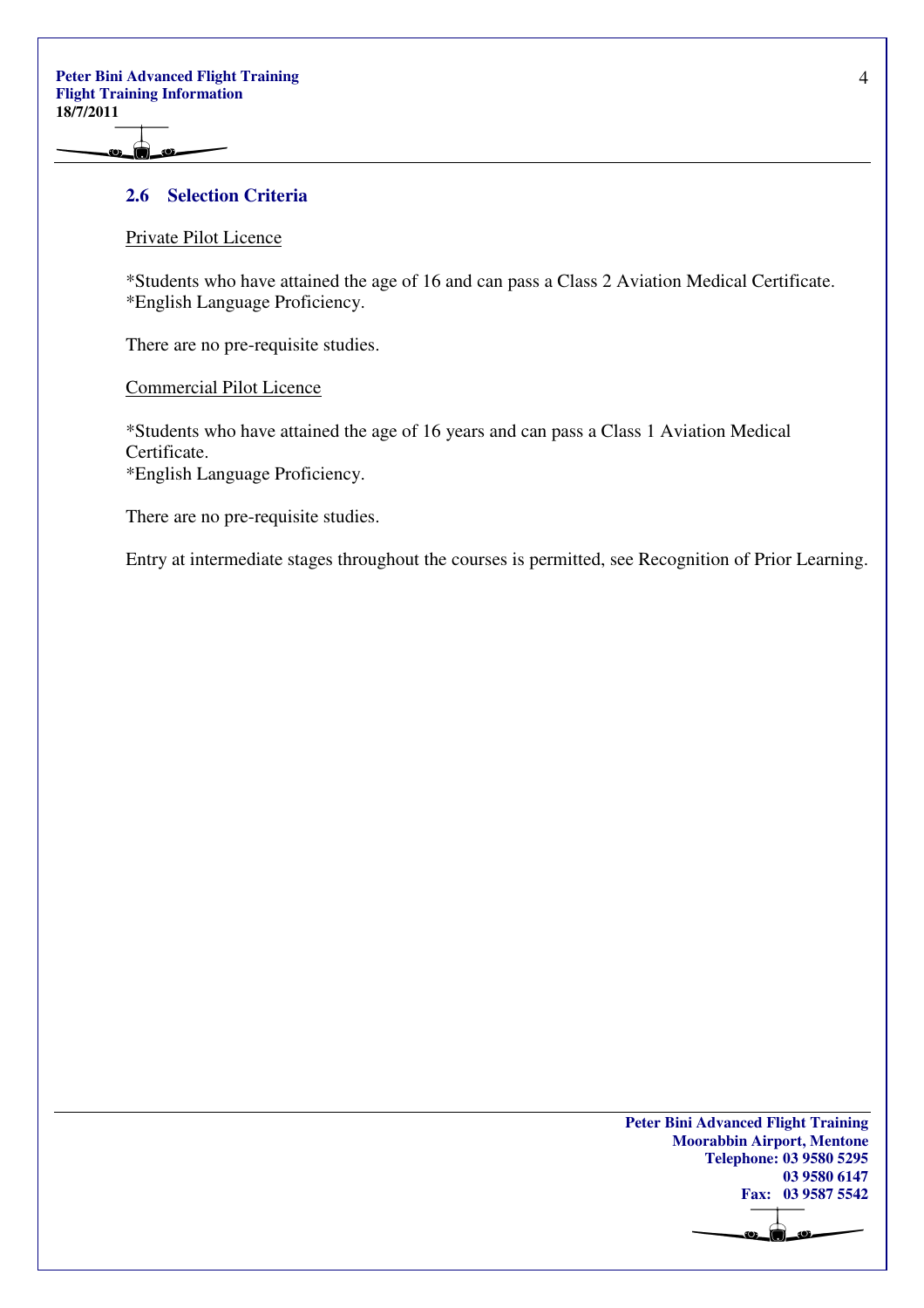## 2.6 Selection Criteria

Private Pilot Licence

*Students who have attained the age of 16 and can pass a Class 2 Aviation Medical Certificate.
*English Language Proficiency.

There are no pre-requisite studies.

Commercial Pilot Licence

*Students who have attained the age of 16 years and can pass a Class 1 Aviation Medical Certificate.
*English Language Proficiency.

There are no pre-requisite studies.

Entry at intermediate stages throughout the courses is permitted, see Recognition of Prior Learning.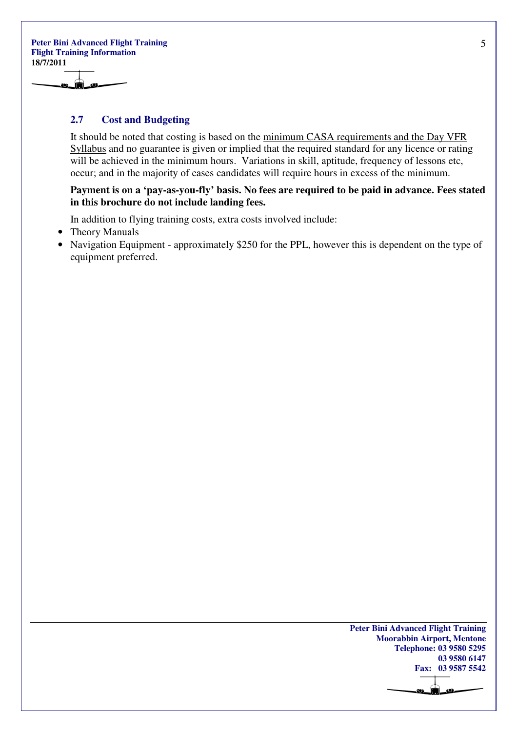## 2.7 Cost and Budgeting

It should be noted that costing is based on the minimum CASA requirements and the Day VFR Syllabus and no guarantee is given or implied that the required standard for any licence or rating will be achieved in the minimum hours. Variations in skill, aptitude, frequency of lessons etc, occur; and in the majority of cases candidates will require hours in excess of the minimum.

**Payment is on a 'pay-as-you-fly' basis. No fees are required to be paid in advance. Fees stated in this brochure do not include landing fees.**

In addition to flying training costs, extra costs involved include:

- Theory Manuals
- Navigation Equipment - approximately $250 for the PPL, however this is dependent on the type of equipment preferred.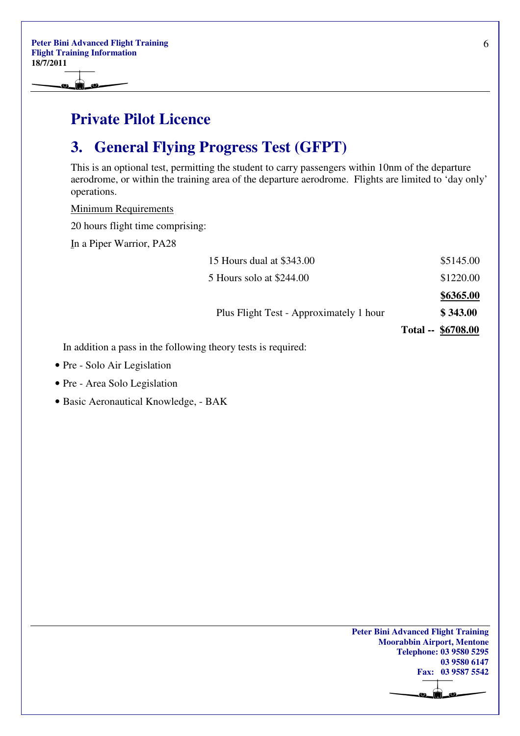# Private Pilot Licence

## 3. General Flying Progress Test (GFPT)

This is an optional test, permitting the student to carry passengers within 10nm of the departure aerodrome, or within the training area of the departure aerodrome. Flights are limited to 'day only' operations.

Minimum Requirements

20 hours flight time comprising:

In a Piper Warrior, PA28

| | |
|---|---|
| 15 Hours dual at $343.00 | $5145.00 |
| 5 Hours solo at $244.00 | $1220.00 |
| | **$6365.00** |
| Plus Flight Test - Approximately 1 hour | **$ 343.00** |
| **Total --** | **$6708.00** |

In addition a pass in the following theory tests is required:

- Pre - Solo Air Legislation
- Pre - Area Solo Legislation
- Basic Aeronautical Knowledge, - BAK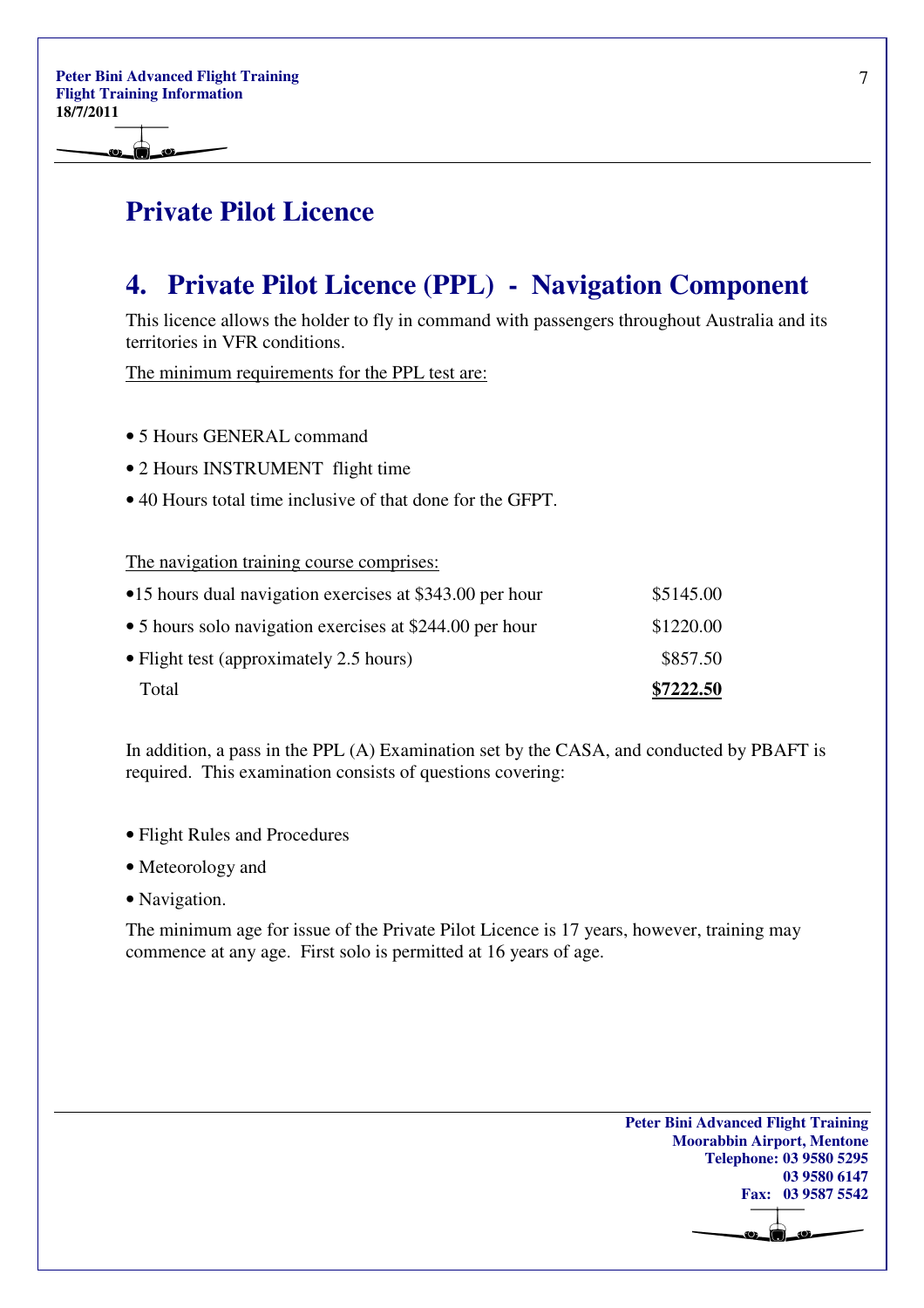# Private Pilot Licence

## 4. Private Pilot Licence (PPL) - Navigation Component

This licence allows the holder to fly in command with passengers throughout Australia and its territories in VFR conditions.

The minimum requirements for the PPL test are:

- 5 Hours GENERAL command
- 2 Hours INSTRUMENT flight time
- 40 Hours total time inclusive of that done for the GFPT.

The navigation training course comprises:

| | |
|---|---|
| • 15 hours dual navigation exercises at $343.00 per hour | $5145.00 |
| • 5 hours solo navigation exercises at $244.00 per hour | $1220.00 |
| • Flight test (approximately 2.5 hours) | $857.50 |
| Total | **$7222.50** |

In addition, a pass in the PPL (A) Examination set by the CASA, and conducted by PBAFT is required. This examination consists of questions covering:

- Flight Rules and Procedures
- Meteorology and
- Navigation.

The minimum age for issue of the Private Pilot Licence is 17 years, however, training may commence at any age. First solo is permitted at 16 years of age.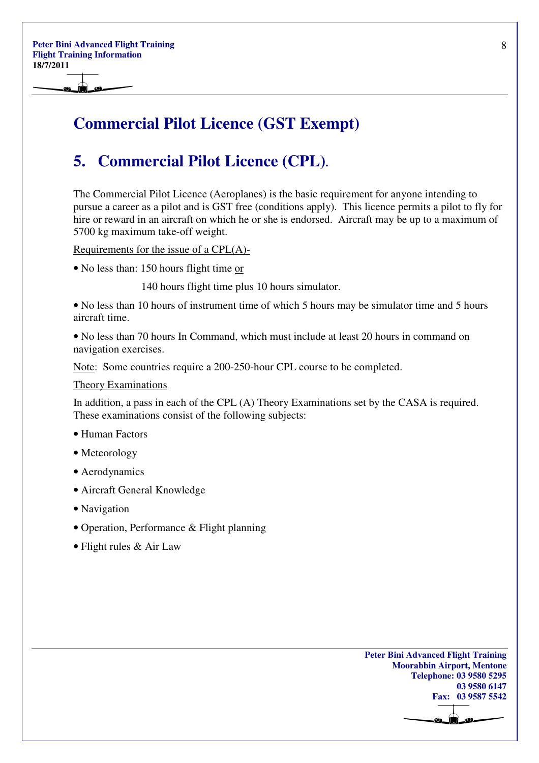# Commercial Pilot Licence (GST Exempt)

## 5. Commercial Pilot Licence (CPL).

The Commercial Pilot Licence (Aeroplanes) is the basic requirement for anyone intending to pursue a career as a pilot and is GST free (conditions apply). This licence permits a pilot to fly for hire or reward in an aircraft on which he or she is endorsed. Aircraft may be up to a maximum of 5700 kg maximum take-off weight.

Requirements for the issue of a CPL(A)-

- No less than: 150 hours flight time or

  140 hours flight time plus 10 hours simulator.

- No less than 10 hours of instrument time of which 5 hours may be simulator time and 5 hours aircraft time.

- No less than 70 hours In Command, which must include at least 20 hours in command on navigation exercises.

Note: Some countries require a 200-250-hour CPL course to be completed.

Theory Examinations

In addition, a pass in each of the CPL (A) Theory Examinations set by the CASA is required. These examinations consist of the following subjects:

- Human Factors
- Meteorology
- Aerodynamics
- Aircraft General Knowledge
- Navigation
- Operation, Performance & Flight planning
- Flight rules & Air Law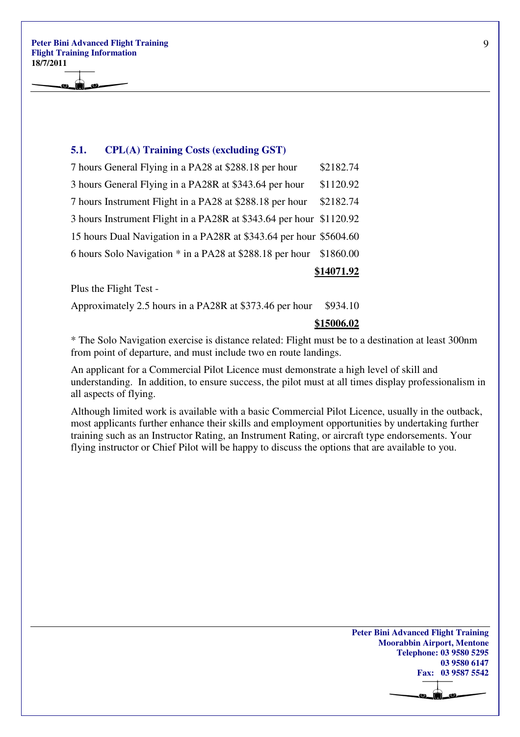### 5.1. CPL(A) Training Costs (excluding GST)

| | |
|---|---|
| 7 hours General Flying in a PA28 at $288.18 per hour | $2182.74 |
| 3 hours General Flying in a PA28R at $343.64 per hour | $1120.92 |
| 7 hours Instrument Flight in a PA28 at $288.18 per hour | $2182.74 |
| 3 hours Instrument Flight in a PA28R at $343.64 per hour | $1120.92 |
| 15 hours Dual Navigation in a PA28R at $343.64 per hour | $5604.60 |
| 6 hours Solo Navigation * in a PA28 at $288.18 per hour | $1860.00 |
| | **$14071.92** |
| Plus the Flight Test - | |
| Approximately 2.5 hours in a PA28R at $373.46 per hour | $934.10 |
| | **$15006.02** |

* The Solo Navigation exercise is distance related: Flight must be to a destination at least 300nm from point of departure, and must include two en route landings.

An applicant for a Commercial Pilot Licence must demonstrate a high level of skill and understanding. In addition, to ensure success, the pilot must at all times display professionalism in all aspects of flying.

Although limited work is available with a basic Commercial Pilot Licence, usually in the outback, most applicants further enhance their skills and employment opportunities by undertaking further training such as an Instructor Rating, an Instrument Rating, or aircraft type endorsements. Your flying instructor or Chief Pilot will be happy to discuss the options that are available to you.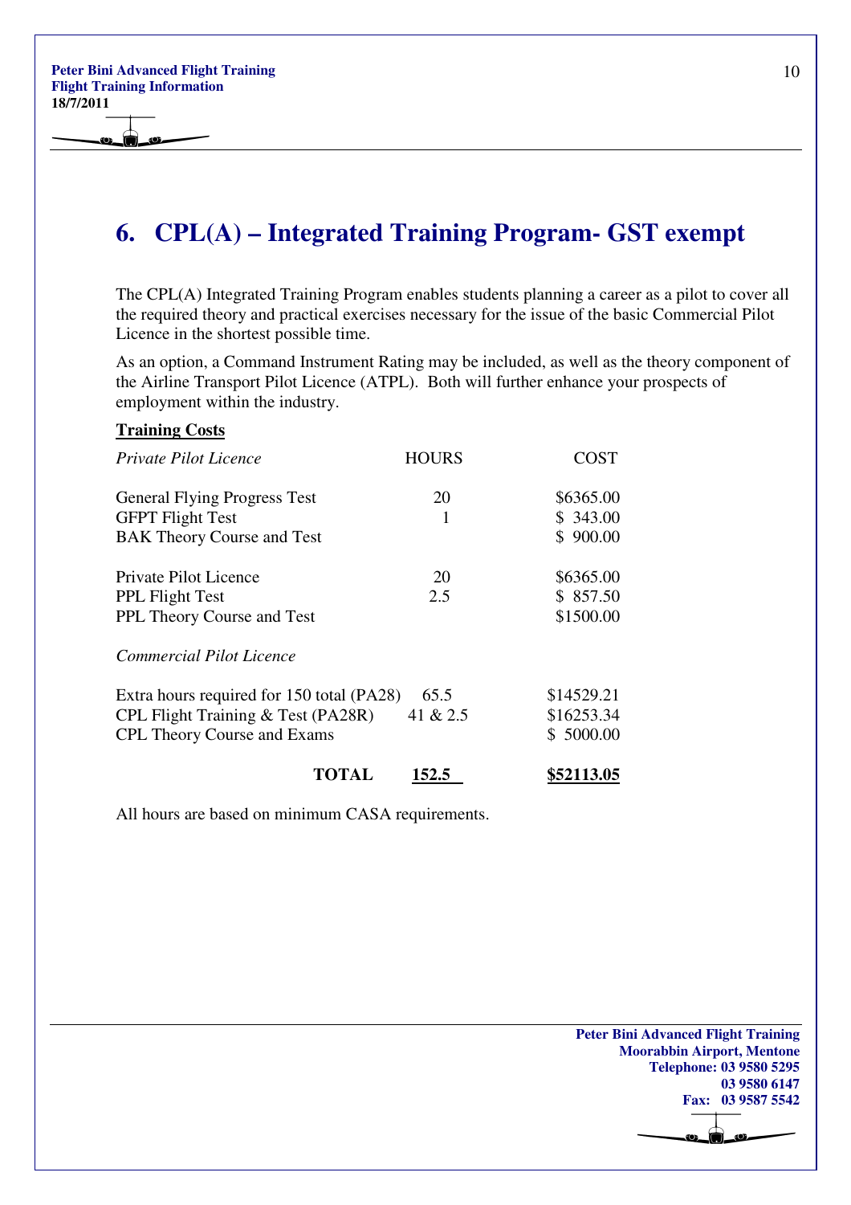## 6. CPL(A) – Integrated Training Program- GST exempt

The CPL(A) Integrated Training Program enables students planning a career as a pilot to cover all the required theory and practical exercises necessary for the issue of the basic Commercial Pilot Licence in the shortest possible time.

As an option, a Command Instrument Rating may be included, as well as the theory component of the Airline Transport Pilot Licence (ATPL). Both will further enhance your prospects of employment within the industry.

**Training Costs**

| *Private Pilot Licence* | HOURS | COST |
|---|---|---|
| General Flying Progress Test | 20 | $6365.00 |
| GFPT Flight Test | 1 | $ 343.00 |
| BAK Theory Course and Test | | $ 900.00 |
| Private Pilot Licence | 20 | $6365.00 |
| PPL Flight Test | 2.5 | $ 857.50 |
| PPL Theory Course and Test | | $1500.00 |
| *Commercial Pilot Licence* | | |
| Extra hours required for 150 total (PA28) | 65.5 | $14529.21 |
| CPL Flight Training & Test (PA28R) | 41 & 2.5 | $16253.34 |
| CPL Theory Course and Exams | | $ 5000.00 |
| **TOTAL** | **152.5** | **$52113.05** |

All hours are based on minimum CASA requirements.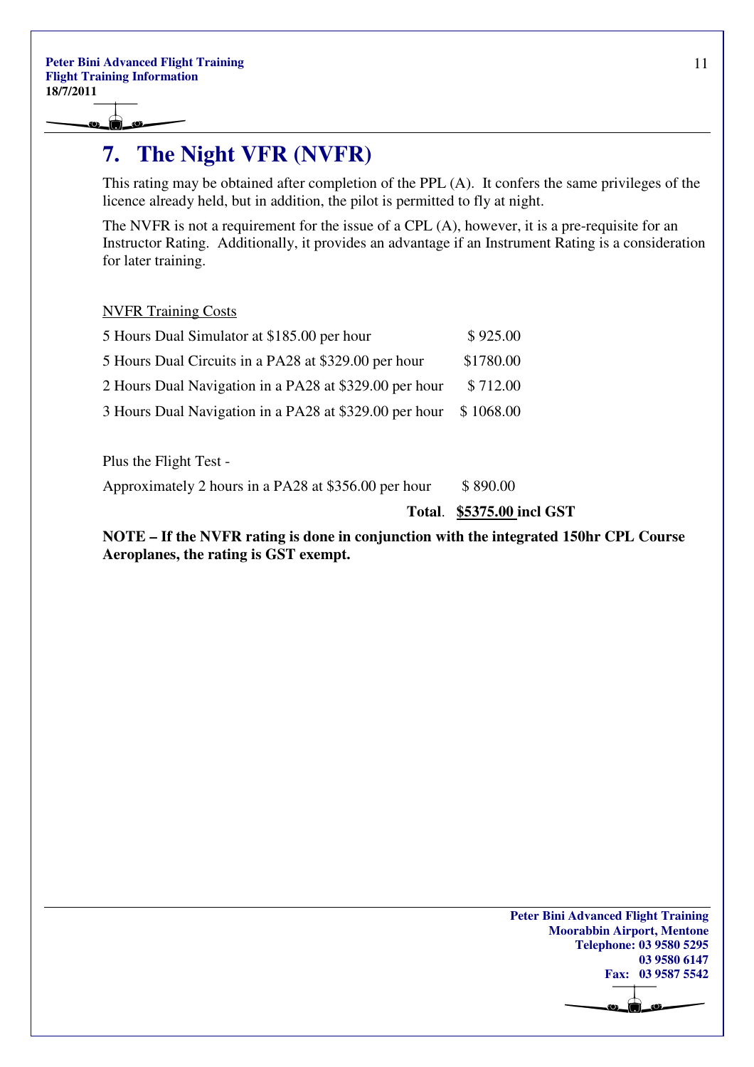## 7. The Night VFR (NVFR)

This rating may be obtained after completion of the PPL (A). It confers the same privileges of the licence already held, but in addition, the pilot is permitted to fly at night.

The NVFR is not a requirement for the issue of a CPL (A), however, it is a pre-requisite for an Instructor Rating. Additionally, it provides an advantage if an Instrument Rating is a consideration for later training.

NVFR Training Costs

| | |
|---|---|
| 5 Hours Dual Simulator at $185.00 per hour | $ 925.00 |
| 5 Hours Dual Circuits in a PA28 at $329.00 per hour | $1780.00 |
| 2 Hours Dual Navigation in a PA28 at $329.00 per hour | $ 712.00 |
| 3 Hours Dual Navigation in a PA28 at $329.00 per hour | $ 1068.00 |

Plus the Flight Test -

| | |
|---|---|
| Approximately 2 hours in a PA28 at $356.00 per hour | $ 890.00 |
| **Total**. | **$5375.00 incl GST** |

**NOTE – If the NVFR rating is done in conjunction with the integrated 150hr CPL Course Aeroplanes, the rating is GST exempt.**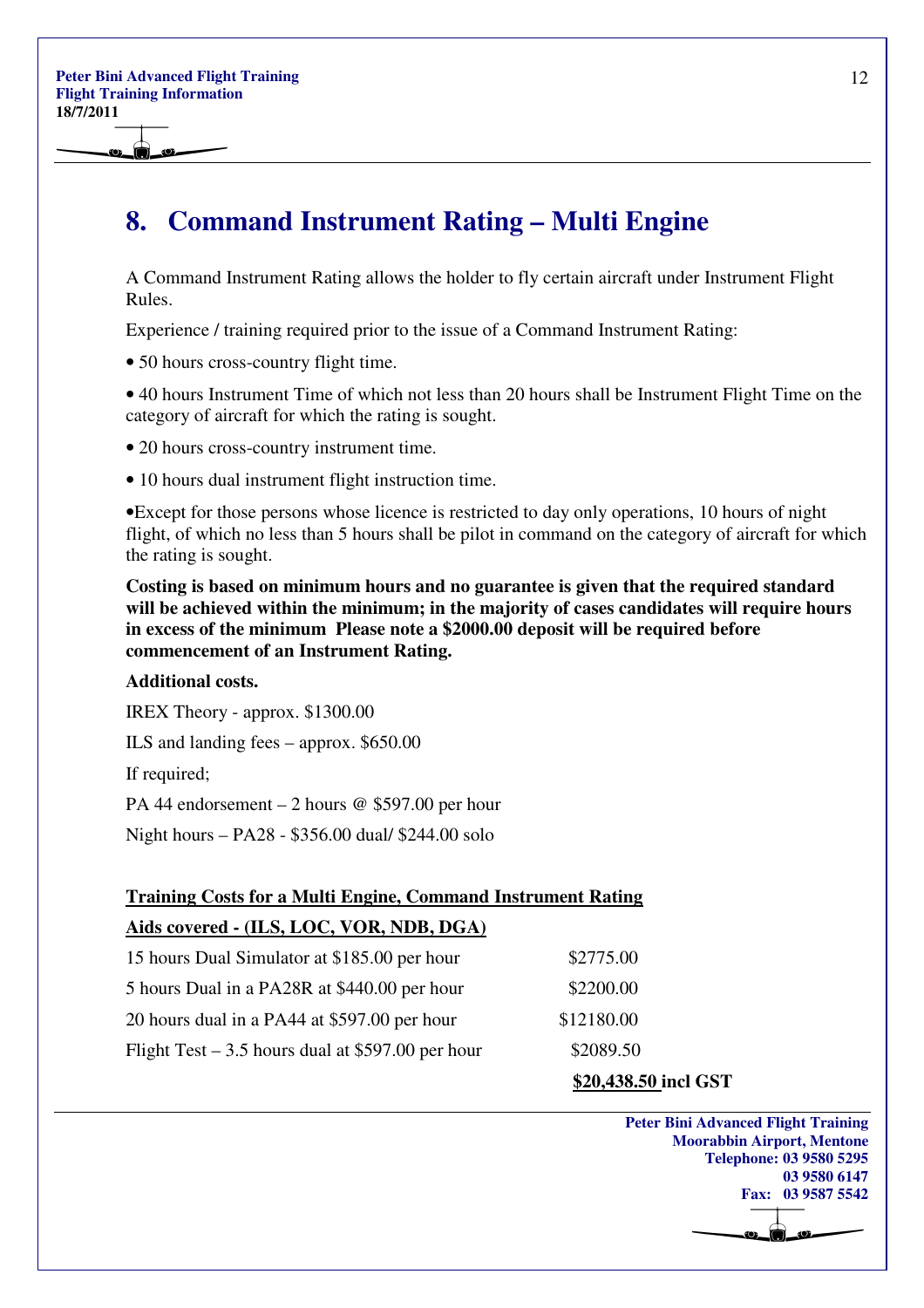# 8. Command Instrument Rating – Multi Engine

A Command Instrument Rating allows the holder to fly certain aircraft under Instrument Flight Rules.

Experience / training required prior to the issue of a Command Instrument Rating:

- 50 hours cross-country flight time.
- 40 hours Instrument Time of which not less than 20 hours shall be Instrument Flight Time on the category of aircraft for which the rating is sought.
- 20 hours cross-country instrument time.
- 10 hours dual instrument flight instruction time.
- Except for those persons whose licence is restricted to day only operations, 10 hours of night flight, of which no less than 5 hours shall be pilot in command on the category of aircraft for which the rating is sought.

**Costing is based on minimum hours and no guarantee is given that the required standard will be achieved within the minimum; in the majority of cases candidates will require hours in excess of the minimum Please note a $2000.00 deposit will be required before commencement of an Instrument Rating.**

**Additional costs.**

IREX Theory - approx. $1300.00

ILS and landing fees – approx. $650.00

If required;

PA 44 endorsement – 2 hours @ $597.00 per hour

Night hours – PA28 - $356.00 dual/ $244.00 solo

**Training Costs for a Multi Engine, Command Instrument Rating**

**Aids covered - (ILS, LOC, VOR, NDB, DGA)**

| | |
|---|---|
| 15 hours Dual Simulator at $185.00 per hour | $2775.00 |
| 5 hours Dual in a PA28R at $440.00 per hour | $2200.00 |
| 20 hours dual in a PA44 at $597.00 per hour | $12180.00 |
| Flight Test – 3.5 hours dual at $597.00 per hour | $2089.50 |
| | **$20,438.50 incl GST** |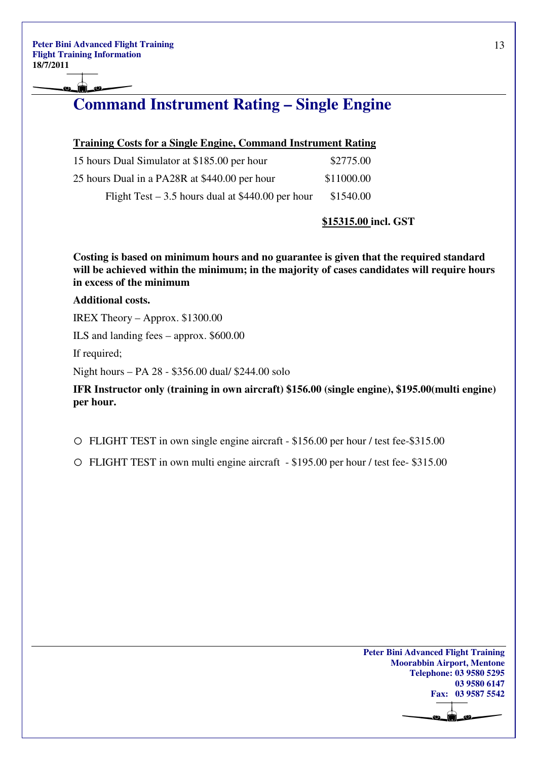# Command Instrument Rating – Single Engine

**Training Costs for a Single Engine, Command Instrument Rating**

| | |
|---|---|
| 15 hours Dual Simulator at $185.00 per hour | $2775.00 |
| 25 hours Dual in a PA28R at $440.00 per hour | $11000.00 |
| Flight Test – 3.5 hours dual at $440.00 per hour | $1540.00 |
| | **$15315.00 incl. GST** |

**Costing is based on minimum hours and no guarantee is given that the required standard will be achieved within the minimum; in the majority of cases candidates will require hours in excess of the minimum**

**Additional costs.**

IREX Theory – Approx. $1300.00

ILS and landing fees – approx. $600.00

If required;

Night hours – PA 28 - $356.00 dual/ $244.00 solo

**IFR Instructor only (training in own aircraft) $156.00 (single engine), $195.00(multi engine) per hour.**

- FLIGHT TEST in own single engine aircraft - $156.00 per hour / test fee-$315.00
- FLIGHT TEST in own multi engine aircraft - $195.00 per hour / test fee- $315.00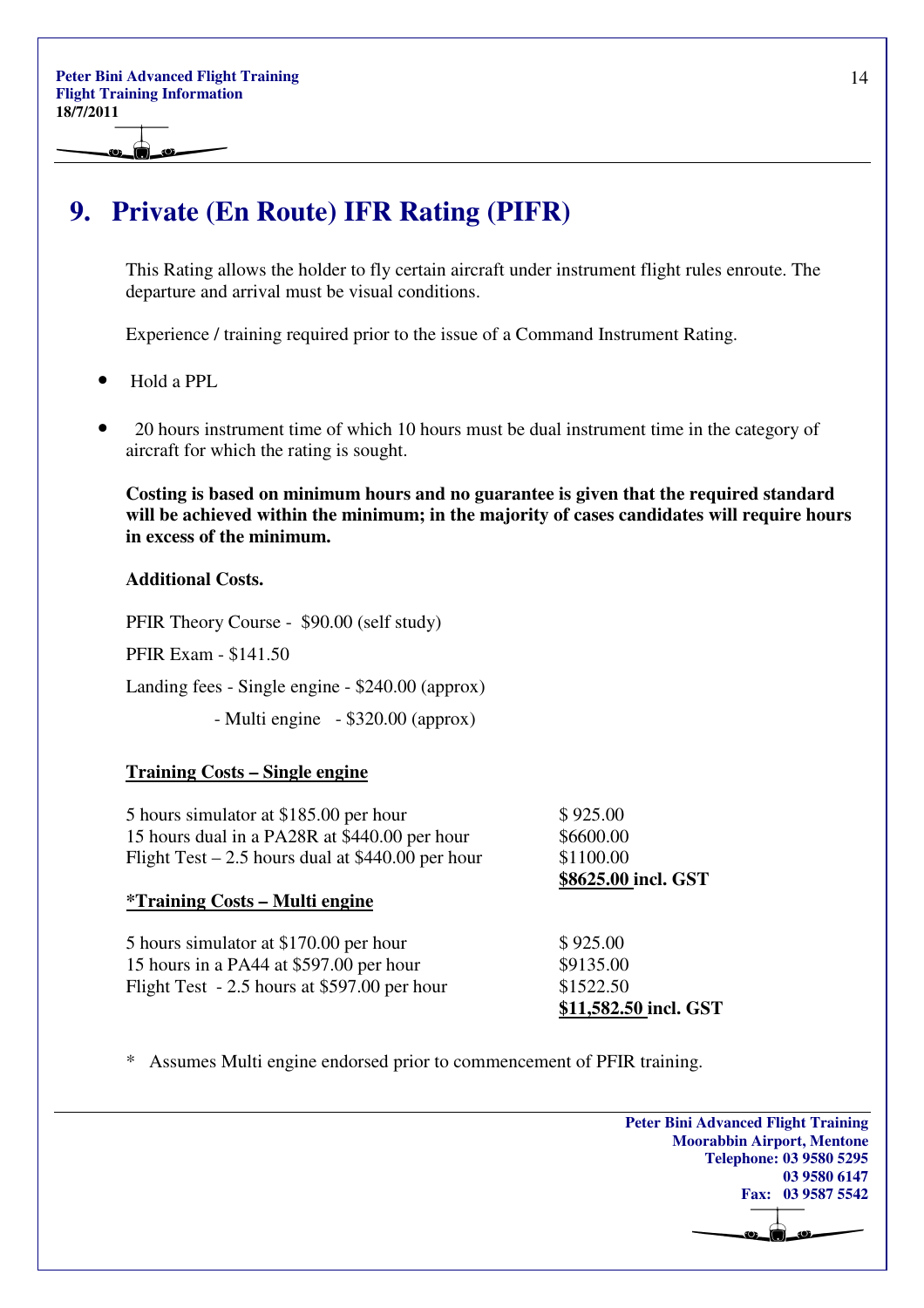# 9. Private (En Route) IFR Rating (PIFR)

This Rating allows the holder to fly certain aircraft under instrument flight rules enroute. The departure and arrival must be visual conditions.

Experience / training required prior to the issue of a Command Instrument Rating.

- Hold a PPL
- 20 hours instrument time of which 10 hours must be dual instrument time in the category of aircraft for which the rating is sought.

**Costing is based on minimum hours and no guarantee is given that the required standard will be achieved within the minimum; in the majority of cases candidates will require hours in excess of the minimum.**

**Additional Costs.**

PFIR Theory Course - $90.00 (self study)

PFIR Exam - $141.50

Landing fees - Single engine - $240.00 (approx)

- Multi engine - $320.00 (approx)

**Training Costs – Single engine**

| | |
|---|---|
| 5 hours simulator at $185.00 per hour | $ 925.00 |
| 15 hours dual in a PA28R at $440.00 per hour | $6600.00 |
| Flight Test – 2.5 hours dual at $440.00 per hour | $1100.00 |
| | **$8625.00 incl. GST** |

**\*Training Costs – Multi engine**

| | |
|---|---|
| 5 hours simulator at $170.00 per hour | $ 925.00 |
| 15 hours in a PA44 at $597.00 per hour | $9135.00 |
| Flight Test - 2.5 hours at $597.00 per hour | $1522.50 |
| | **$11,582.50 incl. GST** |

\* Assumes Multi engine endorsed prior to commencement of PFIR training.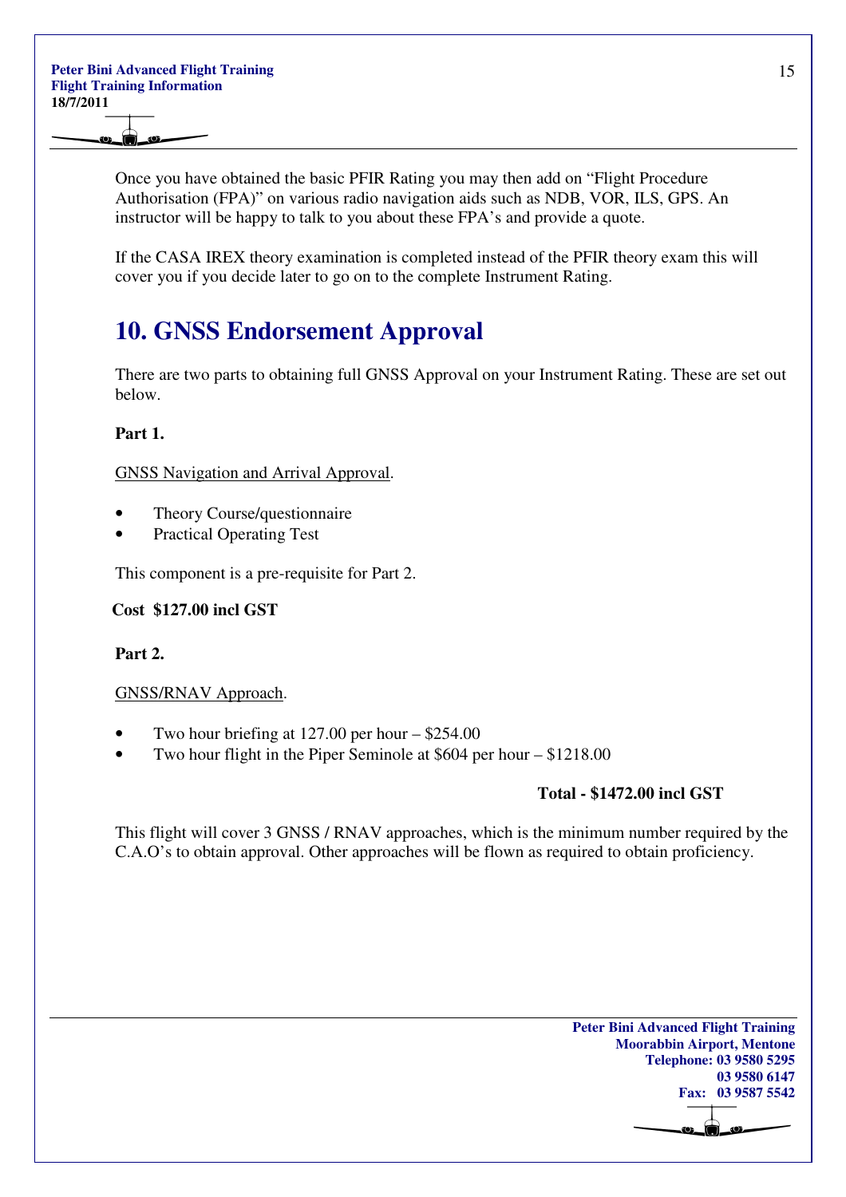Once you have obtained the basic PFIR Rating you may then add on "Flight Procedure Authorisation (FPA)" on various radio navigation aids such as NDB, VOR, ILS, GPS. An instructor will be happy to talk to you about these FPA's and provide a quote.

If the CASA IREX theory examination is completed instead of the PFIR theory exam this will cover you if you decide later to go on to the complete Instrument Rating.

## 10. GNSS Endorsement Approval

There are two parts to obtaining full GNSS Approval on your Instrument Rating. These are set out below.

**Part 1.**

GNSS Navigation and Arrival Approval.

- Theory Course/questionnaire
- Practical Operating Test

This component is a pre-requisite for Part 2.

**Cost $127.00 incl GST**

**Part 2.**

GNSS/RNAV Approach.

- Two hour briefing at 127.00 per hour – $254.00
- Two hour flight in the Piper Seminole at $604 per hour – $1218.00

**Total - $1472.00 incl GST**

This flight will cover 3 GNSS / RNAV approaches, which is the minimum number required by the C.A.O's to obtain approval. Other approaches will be flown as required to obtain proficiency.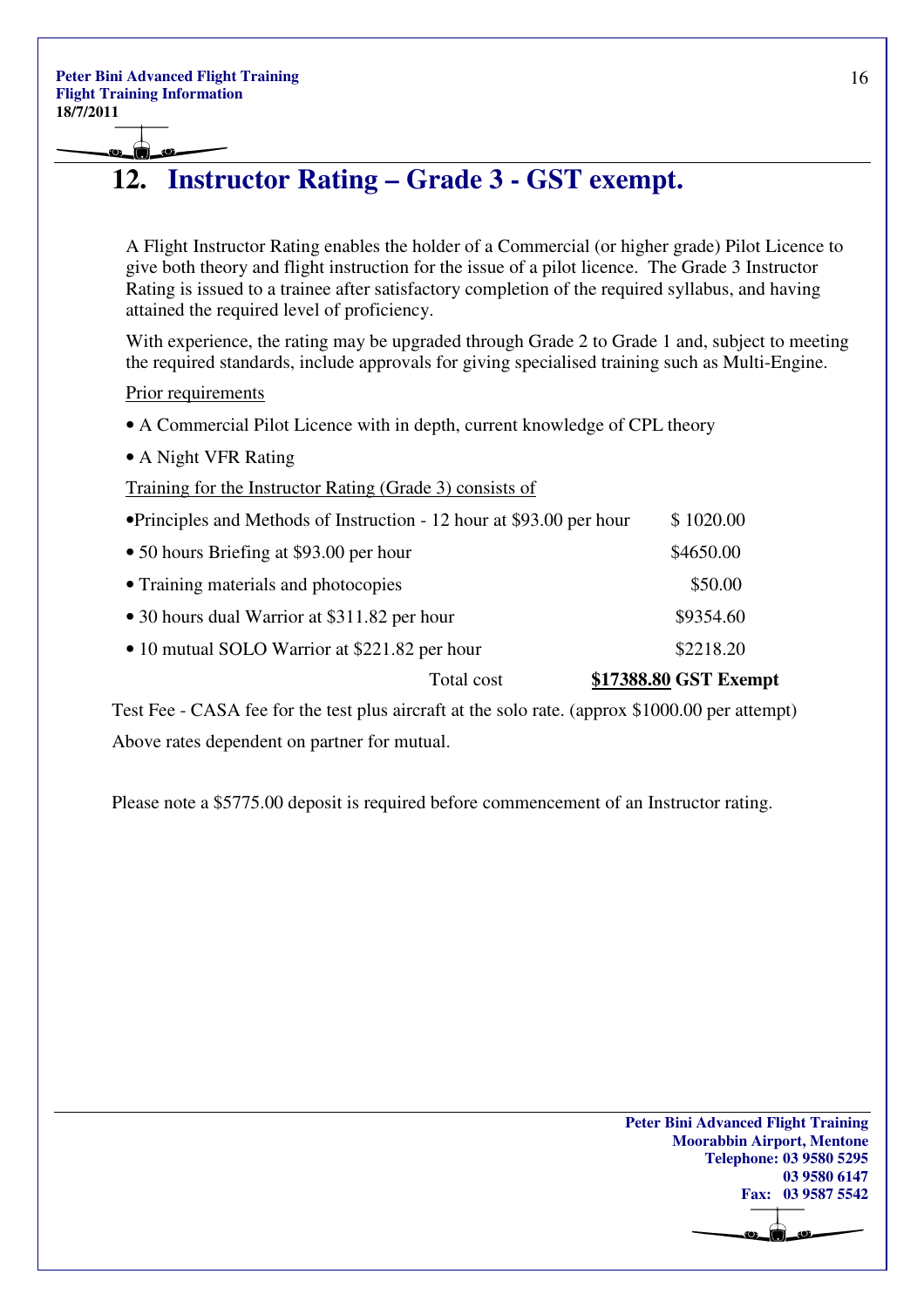## 12. Instructor Rating – Grade 3 - GST exempt.

A Flight Instructor Rating enables the holder of a Commercial (or higher grade) Pilot Licence to give both theory and flight instruction for the issue of a pilot licence. The Grade 3 Instructor Rating is issued to a trainee after satisfactory completion of the required syllabus, and having attained the required level of proficiency.

With experience, the rating may be upgraded through Grade 2 to Grade 1 and, subject to meeting the required standards, include approvals for giving specialised training such as Multi-Engine.

Prior requirements

- A Commercial Pilot Licence with in depth, current knowledge of CPL theory
- A Night VFR Rating

Training for the Instructor Rating (Grade 3) consists of

| | |
|---|---|
| •Principles and Methods of Instruction - 12 hour at $93.00 per hour | $ 1020.00 |
| • 50 hours Briefing at $93.00 per hour | $4650.00 |
| • Training materials and photocopies | $50.00 |
| • 30 hours dual Warrior at $311.82 per hour | $9354.60 |
| • 10 mutual SOLO Warrior at $221.82 per hour | $2218.20 |
| Total cost | **$17388.80 GST Exempt** |

Test Fee - CASA fee for the test plus aircraft at the solo rate. (approx $1000.00 per attempt)

Above rates dependent on partner for mutual.

Please note a $5775.00 deposit is required before commencement of an Instructor rating.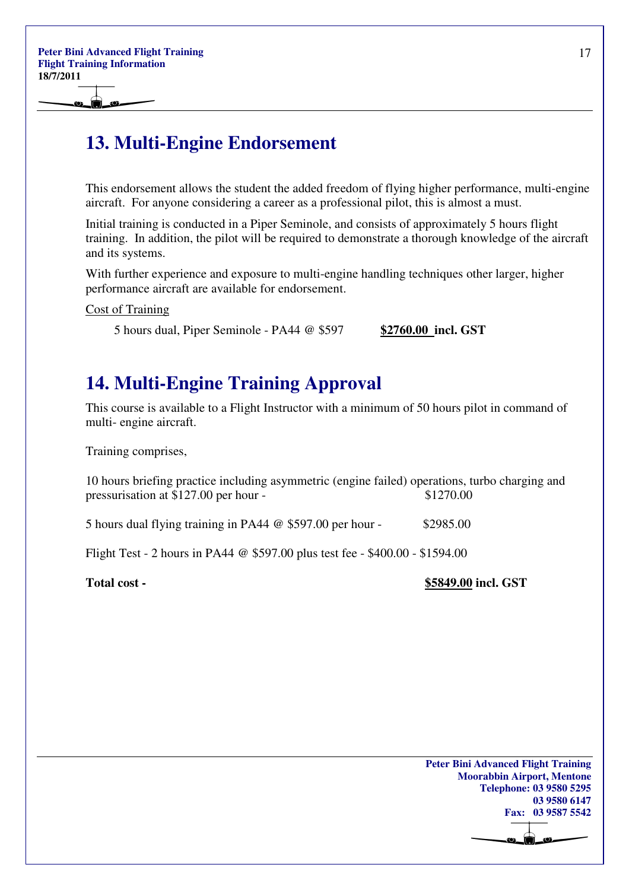## 13. Multi-Engine Endorsement

This endorsement allows the student the added freedom of flying higher performance, multi-engine aircraft. For anyone considering a career as a professional pilot, this is almost a must.

Initial training is conducted in a Piper Seminole, and consists of approximately 5 hours flight training. In addition, the pilot will be required to demonstrate a thorough knowledge of the aircraft and its systems.

With further experience and exposure to multi-engine handling techniques other larger, higher performance aircraft are available for endorsement.

Cost of Training

5 hours dual, Piper Seminole - PA44 @ $597 **$2760.00 incl. GST**

## 14. Multi-Engine Training Approval

This course is available to a Flight Instructor with a minimum of 50 hours pilot in command of multi- engine aircraft.

Training comprises,

10 hours briefing practice including asymmetric (engine failed) operations, turbo charging and pressurisation at $127.00 per hour - $1270.00

5 hours dual flying training in PA44 @ $597.00 per hour - $2985.00

Flight Test - 2 hours in PA44 @ $597.00 plus test fee - $400.00 - $1594.00

**Total cost - $5849.00 incl. GST**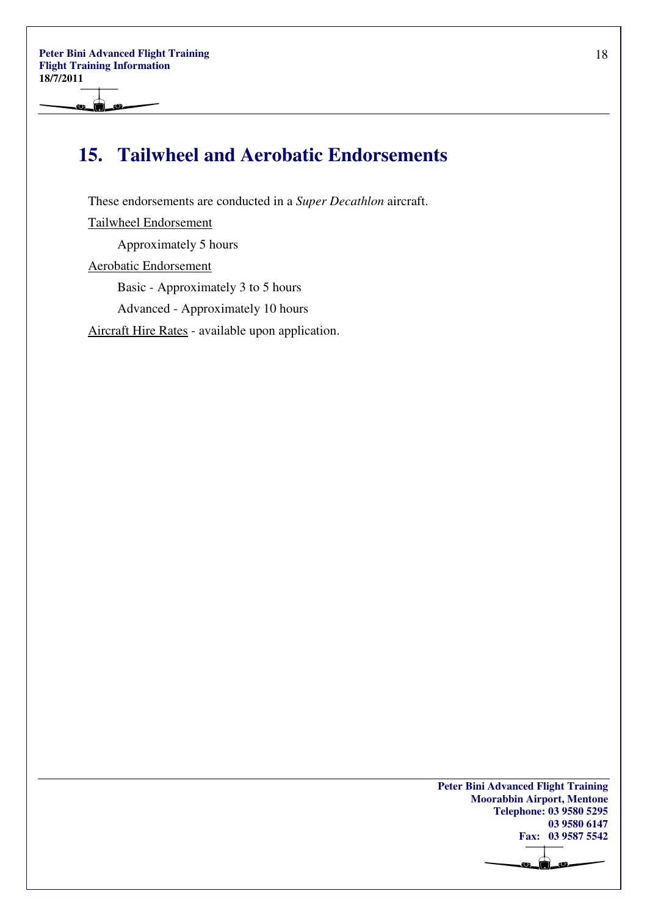## 15. Tailwheel and Aerobatic Endorsements

These endorsements are conducted in a *Super Decathlon* aircraft.

Tailwheel Endorsement

Approximately 5 hours

Aerobatic Endorsement

Basic - Approximately 3 to 5 hours

Advanced - Approximately 10 hours

Aircraft Hire Rates - available upon application.